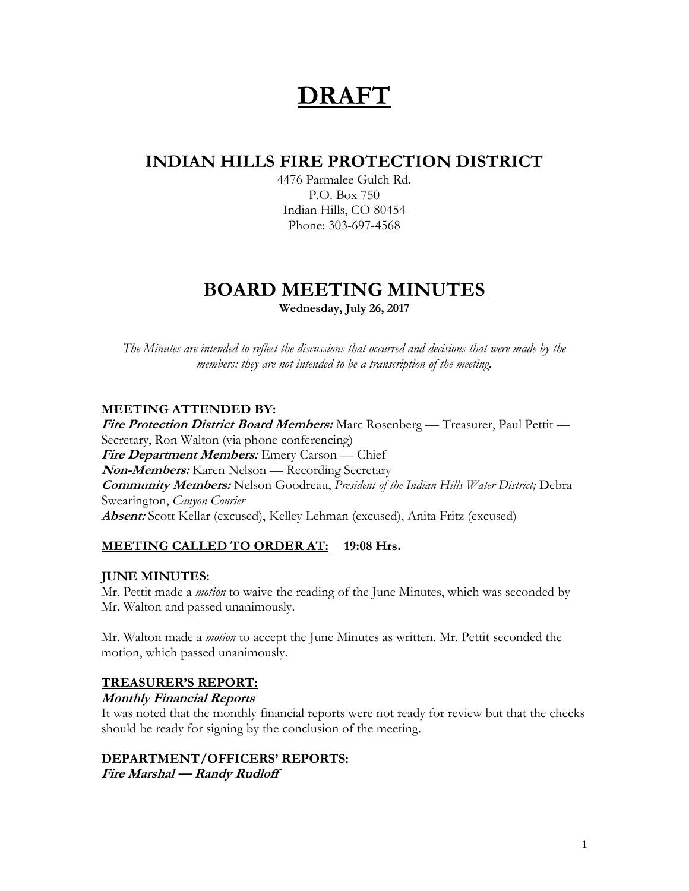# DRAFT

## INDIAN HILLS FIRE PROTECTION DISTRICT

4476 Parmalee Gulch Rd.
P.O. Box 750
Indian Hills, CO 80454
Phone: 303-697-4568

## BOARD MEETING MINUTES

**Wednesday, July 26, 2017**

*The Minutes are intended to reflect the discussions that occurred and decisions that were made by the members; they are not intended to be a transcription of the meeting.*

### MEETING ATTENDED BY:

***Fire Protection District Board Members:*** Marc Rosenberg — Treasurer, Paul Pettit — Secretary, Ron Walton (via phone conferencing)
***Fire Department Members:*** Emery Carson — Chief
***Non-Members:*** Karen Nelson — Recording Secretary
***Community Members:*** Nelson Goodreau, *President of the Indian Hills Water District;* Debra Swearington, *Canyon Courier*
***Absent:*** Scott Kellar (excused), Kelley Lehman (excused), Anita Fritz (excused)

### MEETING CALLED TO ORDER AT: 19:08 Hrs.

### JUNE MINUTES:

Mr. Pettit made a *motion* to waive the reading of the June Minutes, which was seconded by Mr. Walton and passed unanimously.

Mr. Walton made a *motion* to accept the June Minutes as written. Mr. Pettit seconded the motion, which passed unanimously.

### TREASURER'S REPORT:

***Monthly Financial Reports***

It was noted that the monthly financial reports were not ready for review but that the checks should be ready for signing by the conclusion of the meeting.

### DEPARTMENT/OFFICERS' REPORTS:

***Fire Marshal — Randy Rudloff***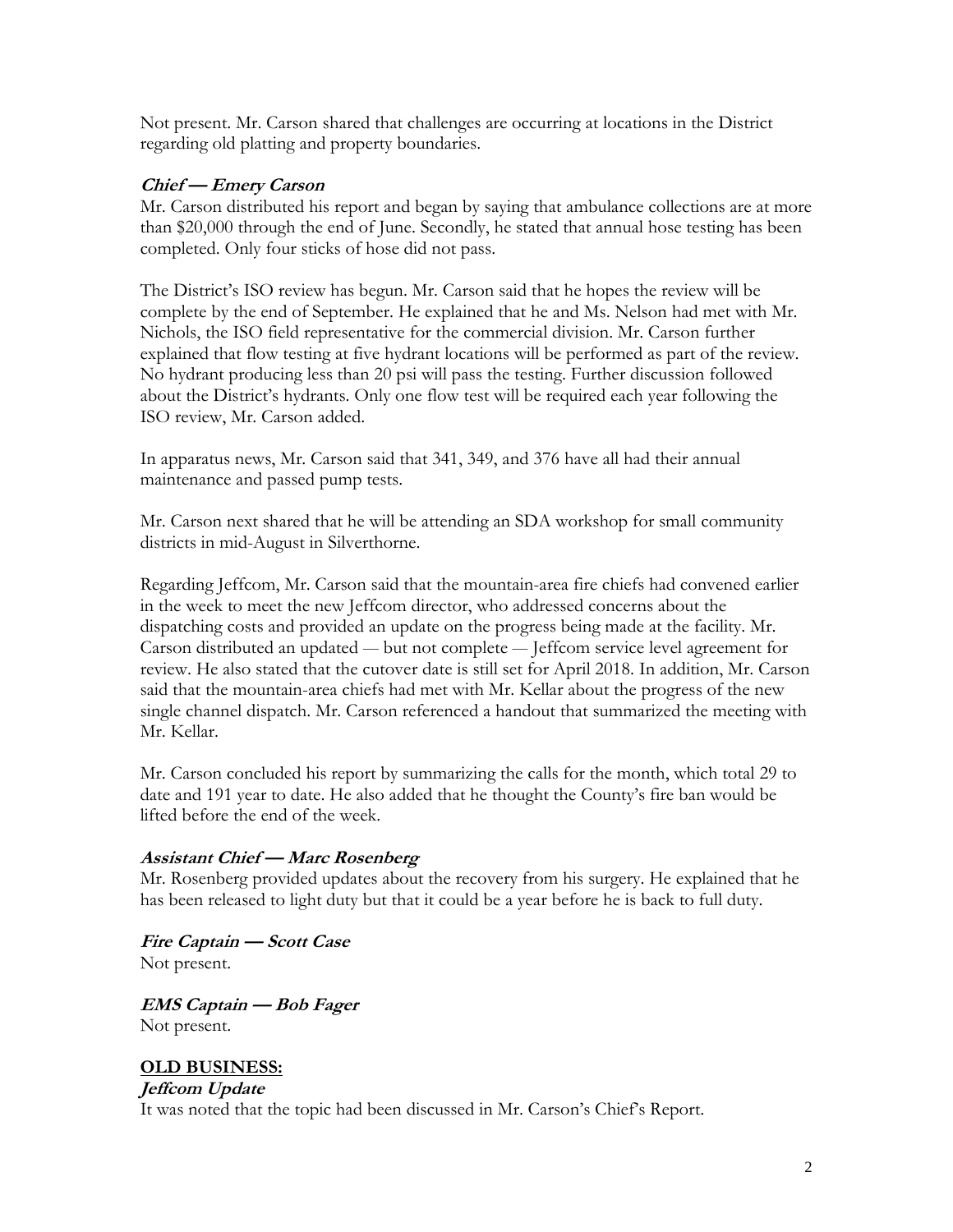Not present. Mr. Carson shared that challenges are occurring at locations in the District regarding old platting and property boundaries.

***Chief — Emery Carson***

Mr. Carson distributed his report and began by saying that ambulance collections are at more than $20,000 through the end of June. Secondly, he stated that annual hose testing has been completed. Only four sticks of hose did not pass.

The District's ISO review has begun. Mr. Carson said that he hopes the review will be complete by the end of September. He explained that he and Ms. Nelson had met with Mr. Nichols, the ISO field representative for the commercial division. Mr. Carson further explained that flow testing at five hydrant locations will be performed as part of the review. No hydrant producing less than 20 psi will pass the testing. Further discussion followed about the District's hydrants. Only one flow test will be required each year following the ISO review, Mr. Carson added.

In apparatus news, Mr. Carson said that 341, 349, and 376 have all had their annual maintenance and passed pump tests.

Mr. Carson next shared that he will be attending an SDA workshop for small community districts in mid-August in Silverthorne.

Regarding Jeffcom, Mr. Carson said that the mountain-area fire chiefs had convened earlier in the week to meet the new Jeffcom director, who addressed concerns about the dispatching costs and provided an update on the progress being made at the facility. Mr. Carson distributed an updated — but not complete — Jeffcom service level agreement for review. He also stated that the cutover date is still set for April 2018. In addition, Mr. Carson said that the mountain-area chiefs had met with Mr. Kellar about the progress of the new single channel dispatch. Mr. Carson referenced a handout that summarized the meeting with Mr. Kellar.

Mr. Carson concluded his report by summarizing the calls for the month, which total 29 to date and 191 year to date. He also added that he thought the County's fire ban would be lifted before the end of the week.

***Assistant Chief — Marc Rosenberg***

Mr. Rosenberg provided updates about the recovery from his surgery. He explained that he has been released to light duty but that it could be a year before he is back to full duty.

***Fire Captain — Scott Case***

Not present.

***EMS Captain — Bob Fager***

Not present.

**OLD BUSINESS:**

***Jeffcom Update***

It was noted that the topic had been discussed in Mr. Carson's Chief's Report.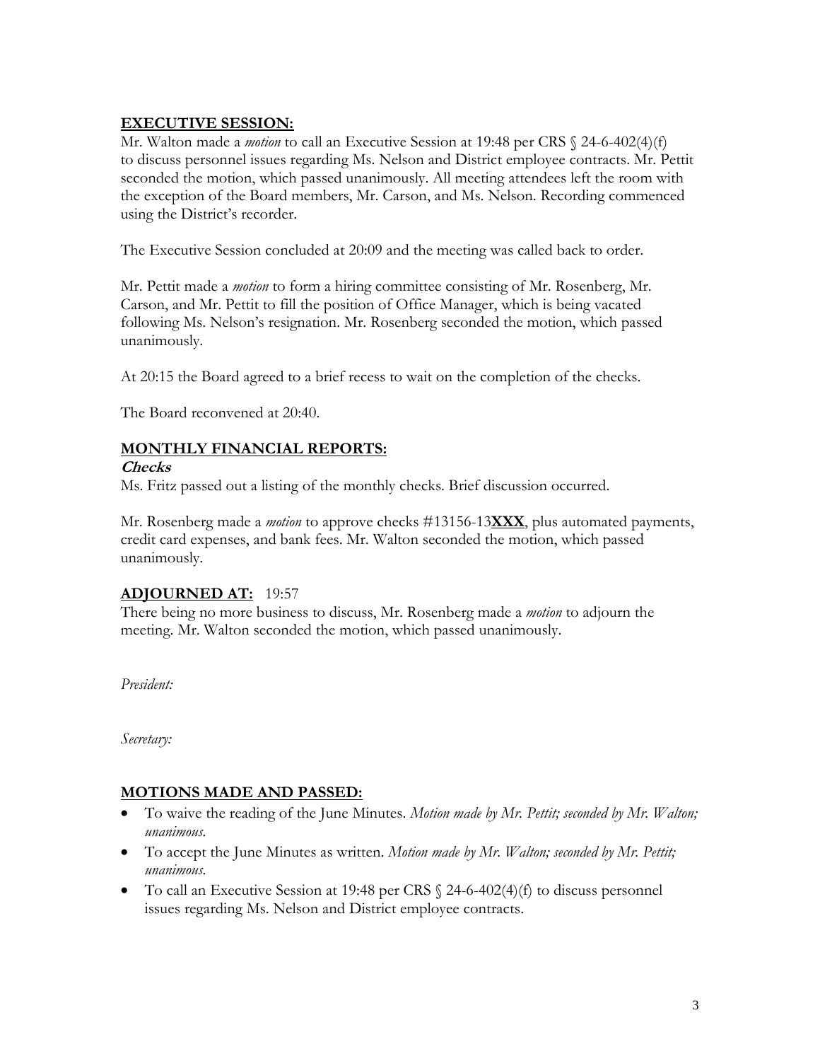## **EXECUTIVE SESSION:**

Mr. Walton made a *motion* to call an Executive Session at 19:48 per CRS § 24-6-402(4)(f) to discuss personnel issues regarding Ms. Nelson and District employee contracts. Mr. Pettit seconded the motion, which passed unanimously. All meeting attendees left the room with the exception of the Board members, Mr. Carson, and Ms. Nelson. Recording commenced using the District's recorder.

The Executive Session concluded at 20:09 and the meeting was called back to order.

Mr. Pettit made a *motion* to form a hiring committee consisting of Mr. Rosenberg, Mr. Carson, and Mr. Pettit to fill the position of Office Manager, which is being vacated following Ms. Nelson's resignation. Mr. Rosenberg seconded the motion, which passed unanimously.

At 20:15 the Board agreed to a brief recess to wait on the completion of the checks.

The Board reconvened at 20:40.

## **MONTHLY FINANCIAL REPORTS:**

***Checks***

Ms. Fritz passed out a listing of the monthly checks. Brief discussion occurred.

Mr. Rosenberg made a *motion* to approve checks #13156-13**XXX**, plus automated payments, credit card expenses, and bank fees. Mr. Walton seconded the motion, which passed unanimously.

## **ADJOURNED AT:** 19:57

There being no more business to discuss, Mr. Rosenberg made a *motion* to adjourn the meeting. Mr. Walton seconded the motion, which passed unanimously.

*President:*

*Secretary:*

## **MOTIONS MADE AND PASSED:**

- To waive the reading of the June Minutes. *Motion made by Mr. Pettit; seconded by Mr. Walton; unanimous.*
- To accept the June Minutes as written. *Motion made by Mr. Walton; seconded by Mr. Pettit; unanimous.*
- To call an Executive Session at 19:48 per CRS § 24-6-402(4)(f) to discuss personnel issues regarding Ms. Nelson and District employee contracts.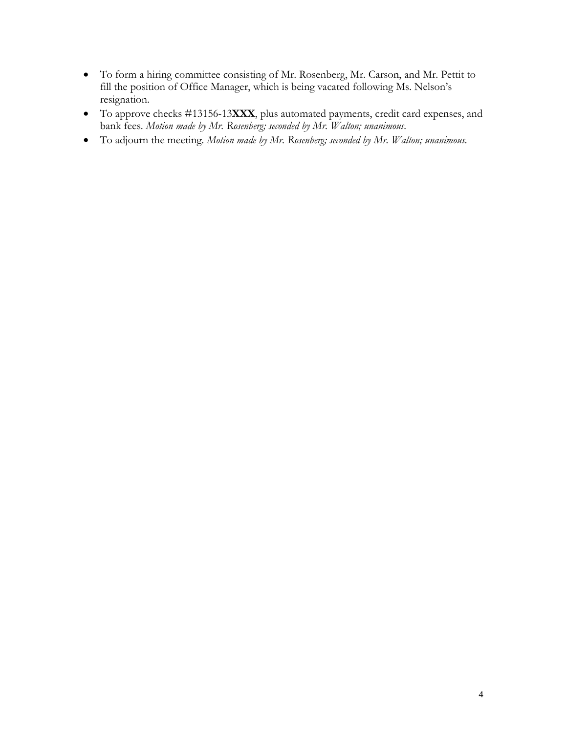- To form a hiring committee consisting of Mr. Rosenberg, Mr. Carson, and Mr. Pettit to fill the position of Office Manager, which is being vacated following Ms. Nelson's resignation.
- To approve checks #13156-13**<u>XXX</u>**, plus automated payments, credit card expenses, and bank fees. *Motion made by Mr. Rosenberg; seconded by Mr. Walton; unanimous.*
- To adjourn the meeting. *Motion made by Mr. Rosenberg; seconded by Mr. Walton; unanimous.*